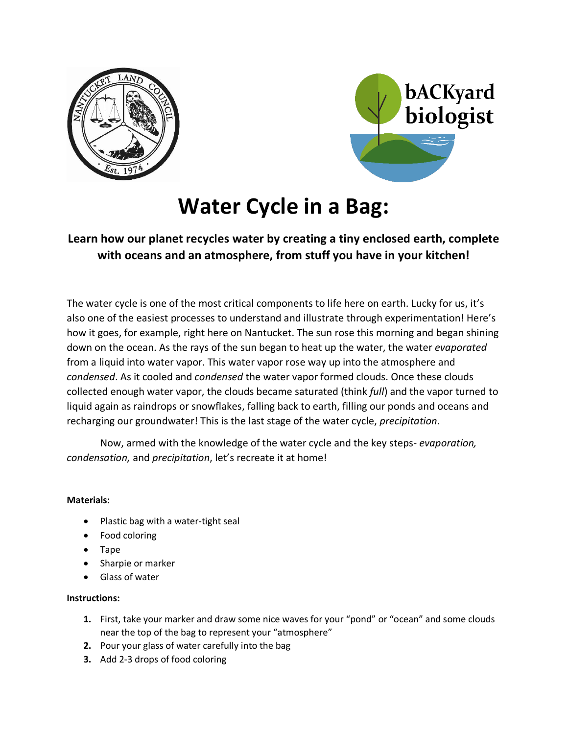# Water Cycle in a Bag:

**Learn how our planet recycles water by creating a tiny enclosed earth, complete with oceans and an atmosphere, from stuff you have in your kitchen!**

The water cycle is one of the most critical components to life here on earth. Lucky for us, it's also one of the easiest processes to understand and illustrate through experimentation! Here's how it goes, for example, right here on Nantucket. The sun rose this morning and began shining down on the ocean. As the rays of the sun began to heat up the water, the water *evaporated* from a liquid into water vapor. This water vapor rose way up into the atmosphere and *condensed*. As it cooled and *condensed* the water vapor formed clouds. Once these clouds collected enough water vapor, the clouds became saturated (think *full*) and the vapor turned to liquid again as raindrops or snowflakes, falling back to earth, filling our ponds and oceans and recharging our groundwater! This is the last stage of the water cycle, *precipitation*.

Now, armed with the knowledge of the water cycle and the key steps- *evaporation, condensation,* and *precipitation*, let's recreate it at home!

**Materials:**

- Plastic bag with a water-tight seal
- Food coloring
- Tape
- Sharpie or marker
- Glass of water

**Instructions:**

1. First, take your marker and draw some nice waves for your "pond" or "ocean" and some clouds near the top of the bag to represent your "atmosphere"
2. Pour your glass of water carefully into the bag
3. Add 2-3 drops of food coloring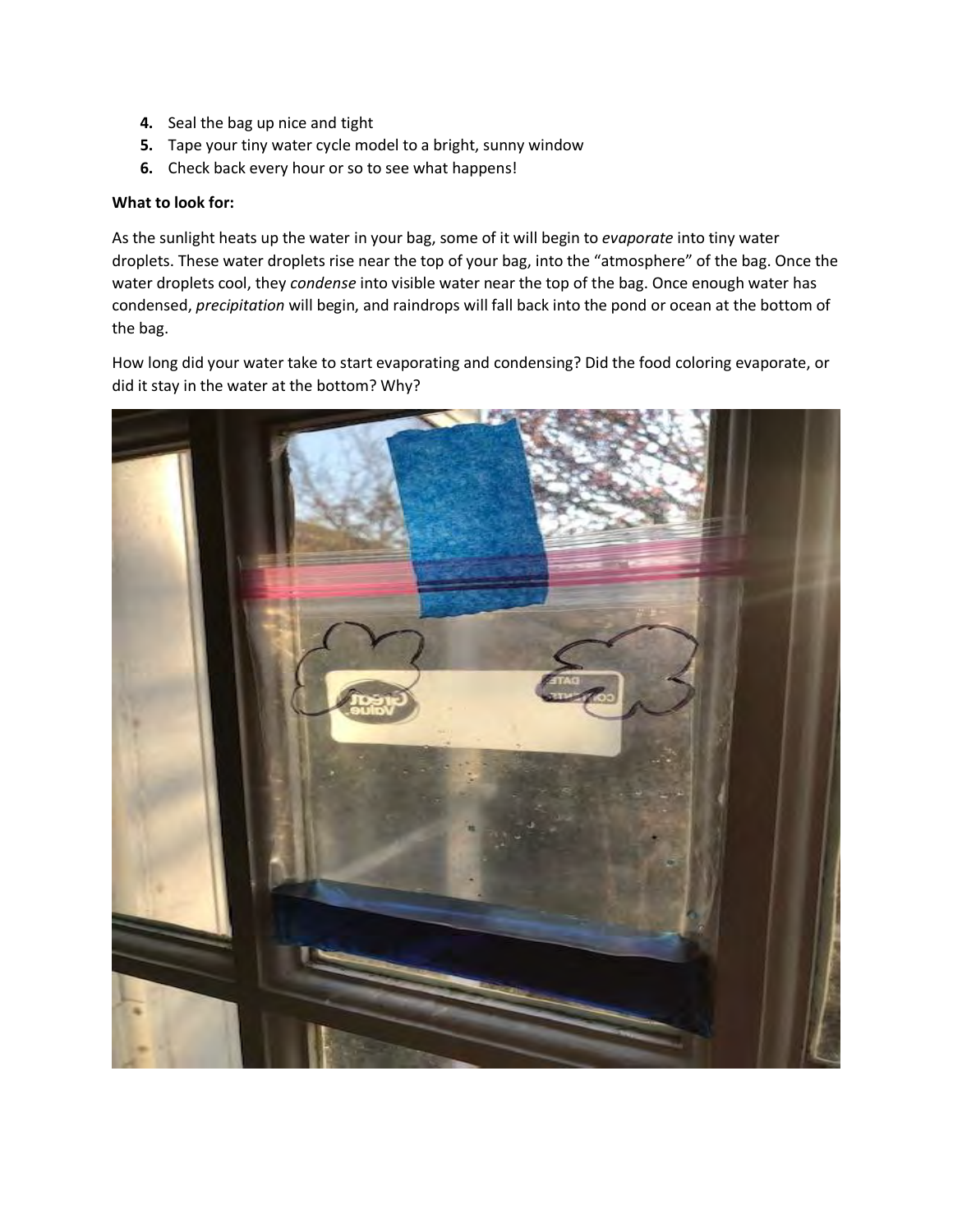4. Seal the bag up nice and tight
5. Tape your tiny water cycle model to a bright, sunny window
6. Check back every hour or so to see what happens!

**What to look for:**

As the sunlight heats up the water in your bag, some of it will begin to *evaporate* into tiny water droplets. These water droplets rise near the top of your bag, into the "atmosphere" of the bag. Once the water droplets cool, they *condense* into visible water near the top of the bag. Once enough water has condensed, *precipitation* will begin, and raindrops will fall back into the pond or ocean at the bottom of the bag.

How long did your water take to start evaporating and condensing? Did the food coloring evaporate, or did it stay in the water at the bottom? Why?